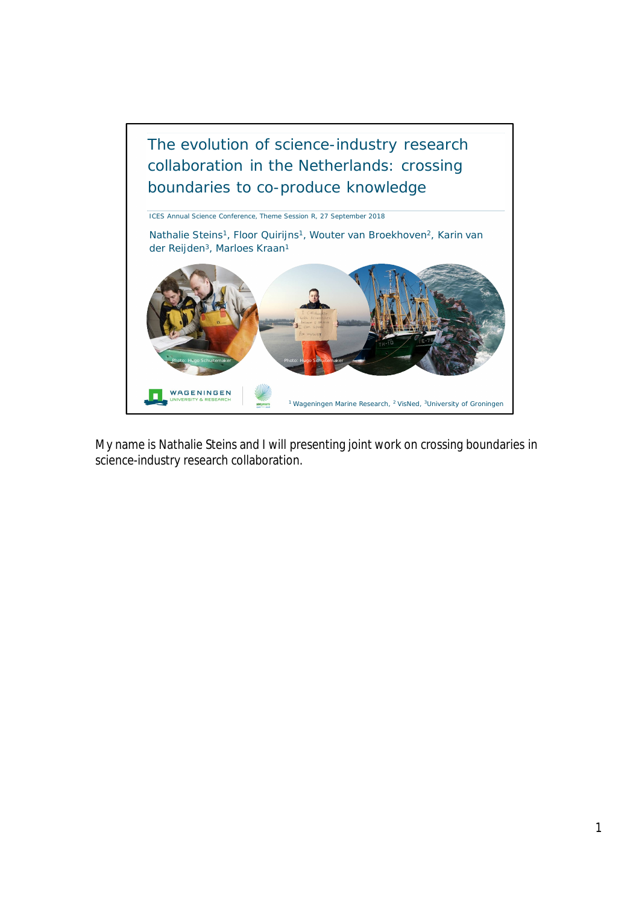# The evolution of science-industry research collaboration in the Netherlands: crossing boundaries to co-produce knowledge

ICES Annual Science Conference, Theme Session R, 27 September 2018

Nathalie Steins[1], Floor Quirijns[1], Wouter van Broekhoven[2], Karin van der Reijden[3], Marloes Kraan[1]

Photo: Hugo Schuitemaker

Photo: Hugo Schuitemaker

[1] Wageningen Marine Research, [2] VisNed, [3] University of Groningen

My name is Nathalie Steins and I will presenting joint work on crossing boundaries in science-industry research collaboration.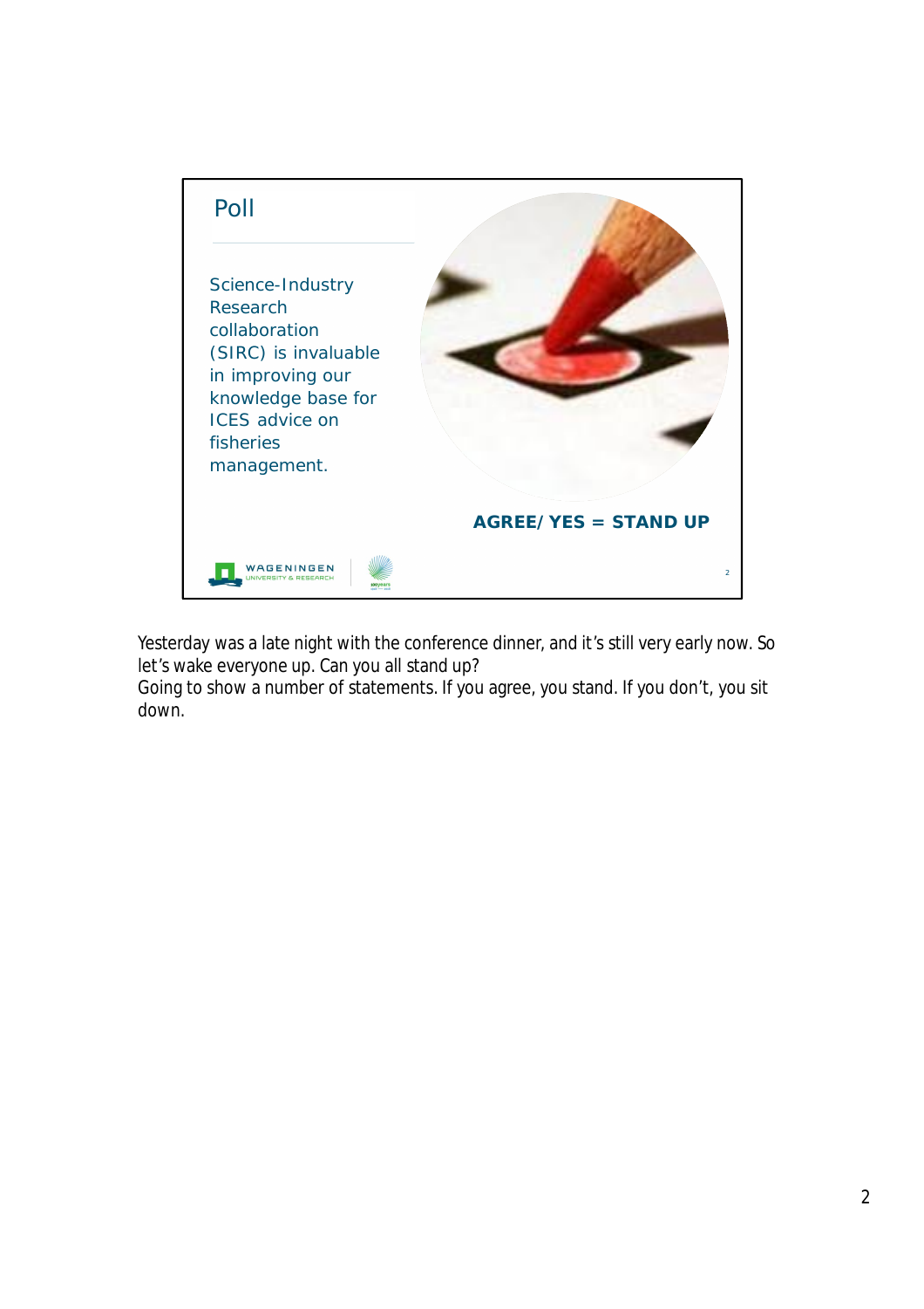## Poll

Science-Industry Research collaboration (SIRC) is invaluable in improving our knowledge base for ICES advice on fisheries management.

**AGREE/YES = STAND UP**

Yesterday was a late night with the conference dinner, and it's still very early now. So let's wake everyone up. Can you all stand up?
Going to show a number of statements. If you agree, you stand. If you don't, you sit down.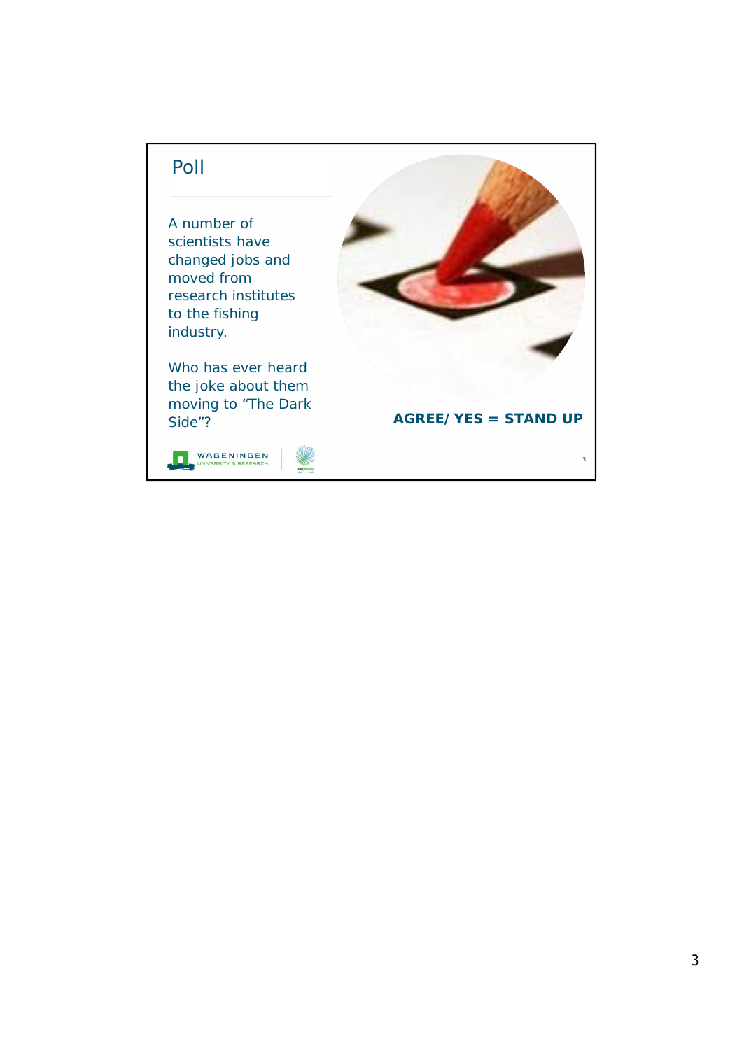# Poll

A number of scientists have changed jobs and moved from research institutes to the fishing industry.

Who has ever heard the joke about them moving to "The Dark Side"?

**AGREE/YES = STAND UP**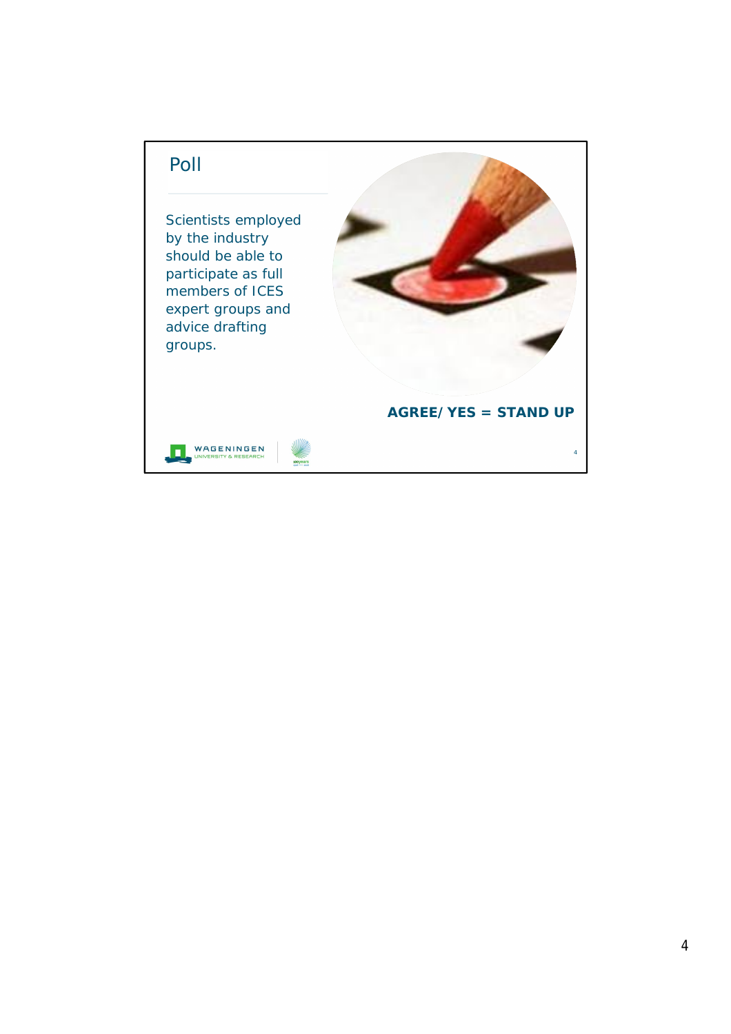# Poll

Scientists employed by the industry should be able to participate as full members of ICES expert groups and advice drafting groups.

**AGREE/YES = STAND UP**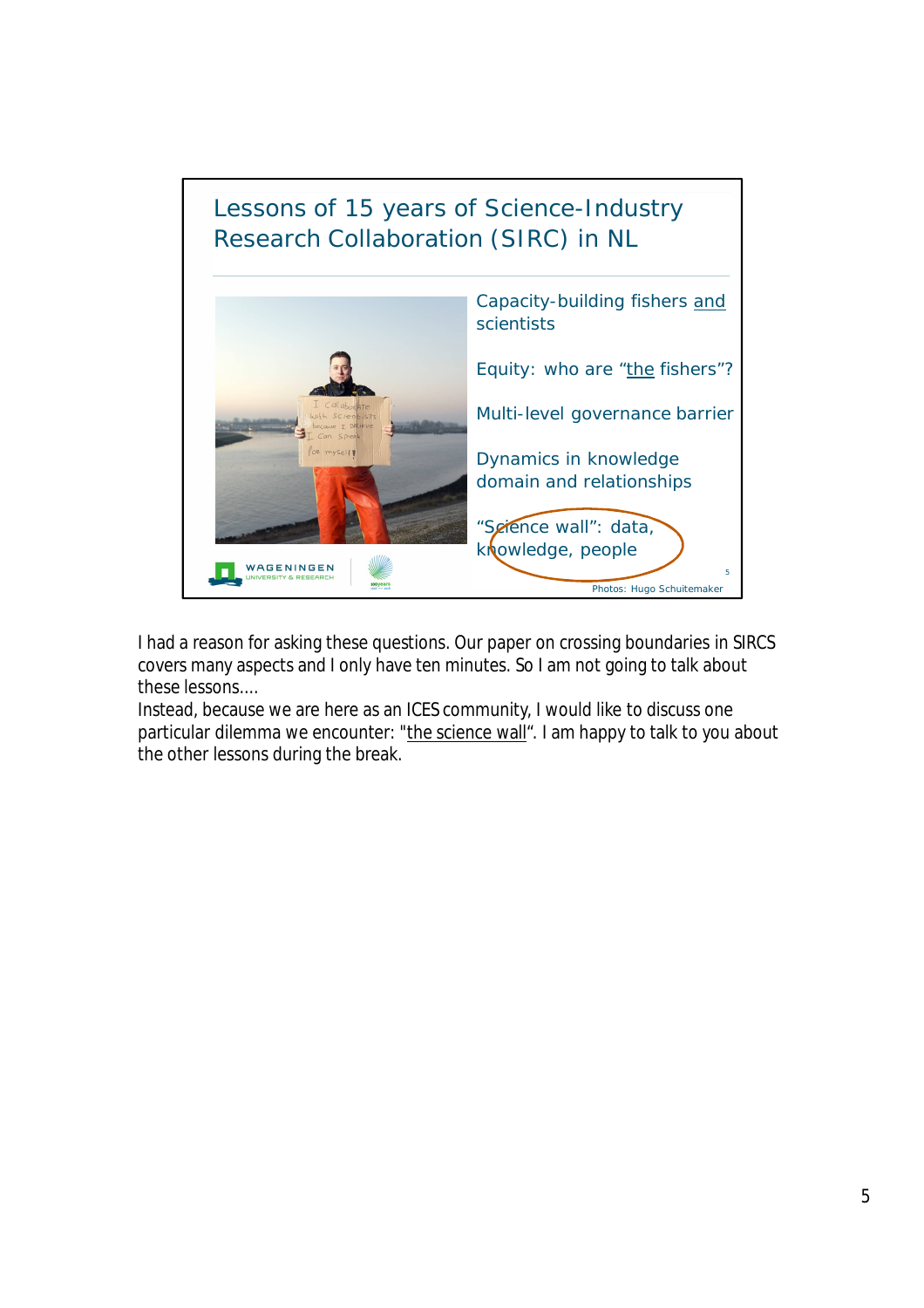## Lessons of 15 years of Science-Industry Research Collaboration (SIRC) in NL

- Capacity-building fishers and scientists
- Equity: who are "the fishers"?
- Multi-level governance barrier
- Dynamics in knowledge domain and relationships
- "Science wall": data, knowledge, people

Photos: Hugo Schuitemaker

I had a reason for asking these questions. Our paper on crossing boundaries in SIRCS covers many aspects and I only have ten minutes. So I am not going to talk about these lessons....
Instead, because we are here as an ICES community, I would like to discuss one particular dilemma we encounter: "the science wall". I am happy to talk to you about the other lessons during the break.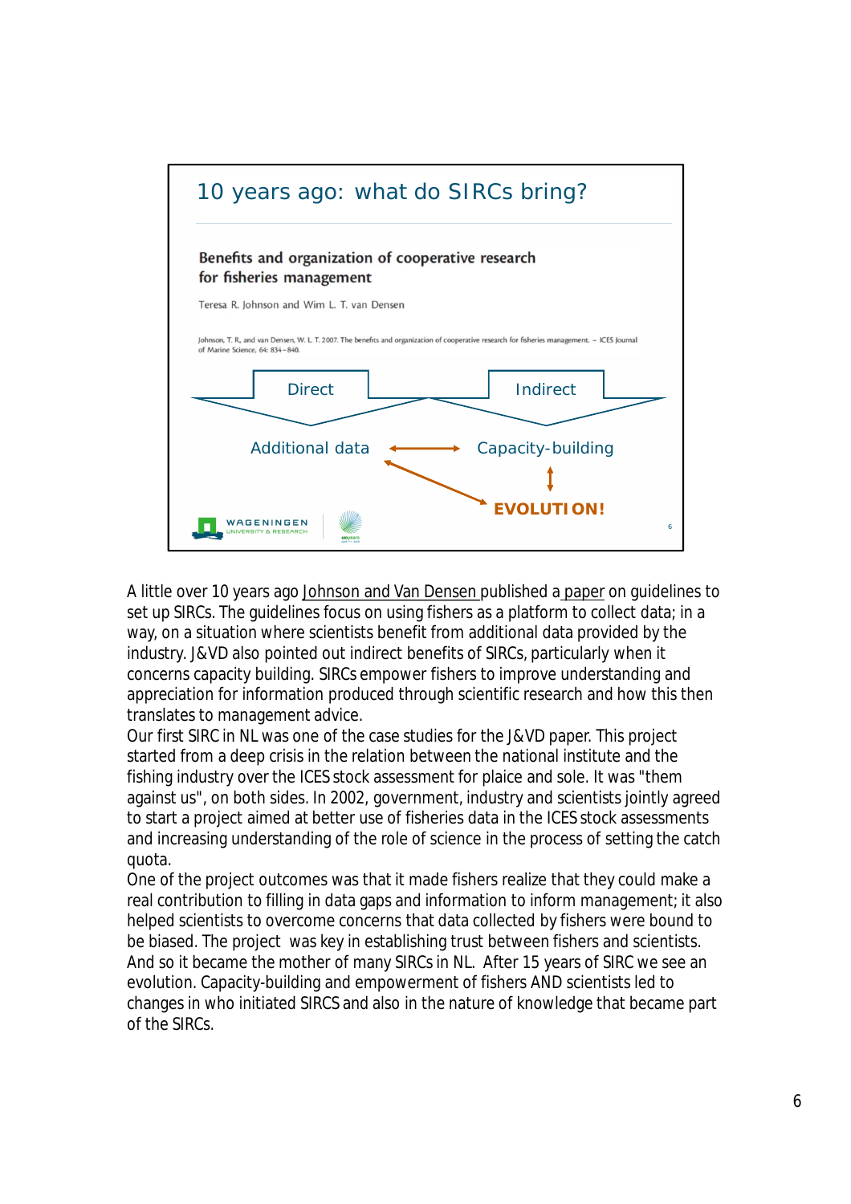## 10 years ago: what do SIRCs bring?

**Benefits and organization of cooperative research for fisheries management**

Teresa R. Johnson and Wim L. T. van Densen

Johnson, T. R., and van Densen, W. L. T. 2007. The benefits and organization of cooperative research for fisheries management. – ICES Journal of Marine Science, 64: 834–840.

Direct → Additional data

Indirect → Capacity-building

Additional data ↔ Capacity-building

Additional data ↔ **EVOLUTION!**

Capacity-building ↕ **EVOLUTION!**

A little over 10 years ago Johnson and Van Densen published a paper on guidelines to set up SIRCs. The guidelines focus on using fishers as a platform to collect data; in a way, on a situation where scientists benefit from additional data provided by the industry. J&VD also pointed out indirect benefits of SIRCs, particularly when it concerns capacity building. SIRCs empower fishers to improve understanding and appreciation for information produced through scientific research and how this then translates to management advice.

Our first SIRC in NL was one of the case studies for the J&VD paper. This project started from a deep crisis in the relation between the national institute and the fishing industry over the ICES stock assessment for plaice and sole. It was "them against us", on both sides. In 2002, government, industry and scientists jointly agreed to start a project aimed at better use of fisheries data in the ICES stock assessments and increasing understanding of the role of science in the process of setting the catch quota.

One of the project outcomes was that it made fishers realize that they could make a real contribution to filling in data gaps and information to inform management; it also helped scientists to overcome concerns that data collected by fishers were bound to be biased. The project was key in establishing trust between fishers and scientists. And so it became the mother of many SIRCs in NL. After 15 years of SIRC we see an evolution. Capacity-building and empowerment of fishers AND scientists led to changes in who initiated SIRCS and also in the nature of knowledge that became part of the SIRCs.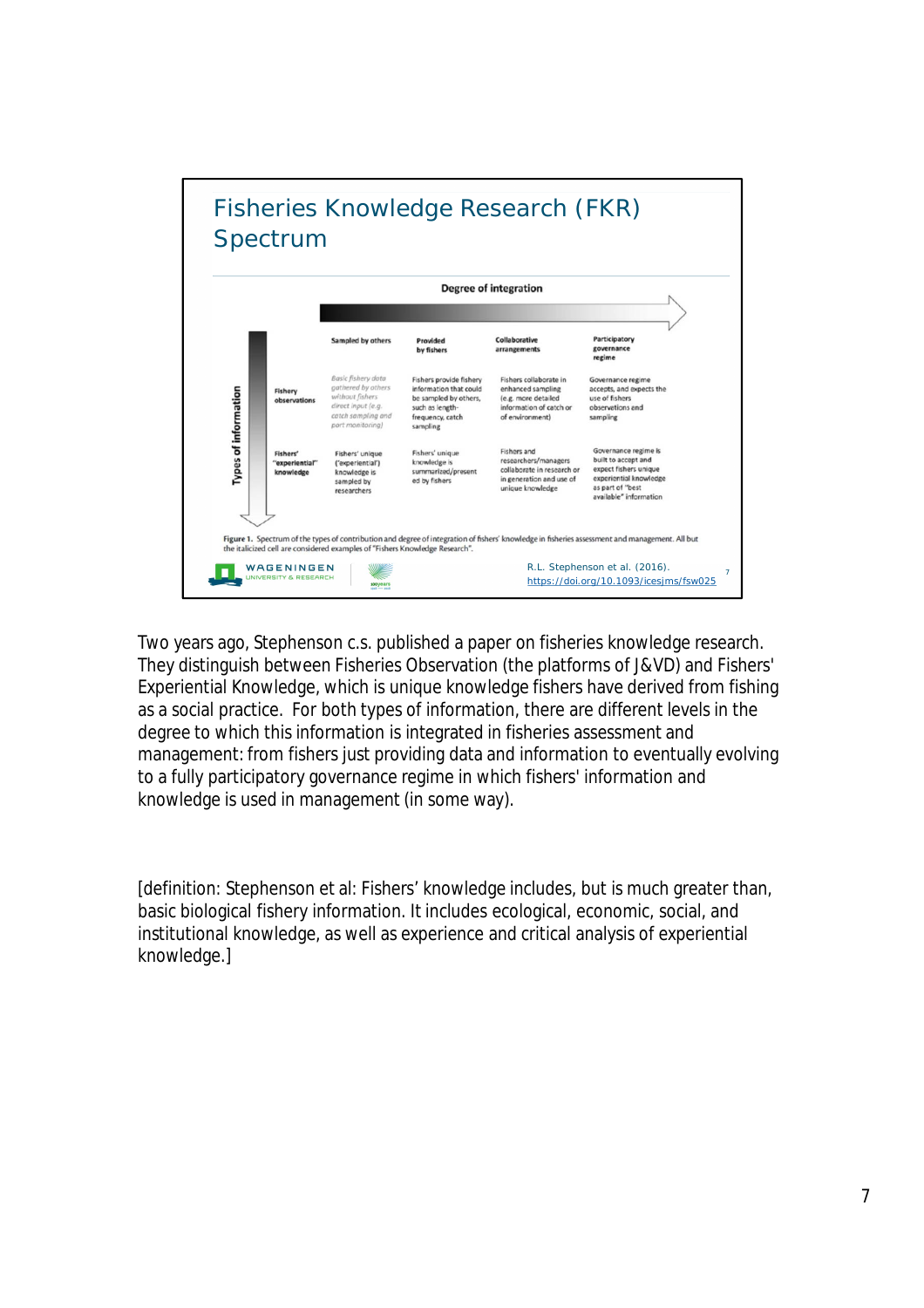# Fisheries Knowledge Research (FKR) Spectrum

**Degree of integration** →

| Types of information | Sampled by others | Provided by fishers | Collaborative arrangements | Participatory governance regime |
|---|---|---|---|---|
| **Fishery observations** | *Basic fishery data gathered by others without fishers direct input (e.g. catch sampling and port monitoring)* | Fishers provide fishery information that could be sampled by others, such as length-frequency, catch sampling | Fishers collaborate in enhanced sampling (e.g. more detailed information of catch or of environment) | Governance regime accepts, and expects the use of fishers observations and sampling |
| **Fishers' "experiential" knowledge** | Fishers' unique ('experiential') knowledge is sampled by researchers | Fishers' unique knowledge is summarized/presented by fishers | Fishers and researchers/managers collaborate in research or in generation and use of unique knowledge | Governance regime is built to accept and expect fishers unique experiential knowledge as part of "best available" information |

**Figure 1.** Spectrum of the types of contribution and degree of integration of fishers' knowledge in fisheries assessment and management. All but the italicized cell are considered examples of "Fishers Knowledge Research".

R.L. Stephenson et al. (2016). https://doi.org/10.1093/icesjms/fsw025

Two years ago, Stephenson c.s. published a paper on fisheries knowledge research. They distinguish between Fisheries Observation (the platforms of J&VD) and Fishers' Experiential Knowledge, which is unique knowledge fishers have derived from fishing as a social practice. For both types of information, there are different levels in the degree to which this information is integrated in fisheries assessment and management: from fishers just providing data and information to eventually evolving to a fully participatory governance regime in which fishers' information and knowledge is used in management (in some way).

[definition: Stephenson et al: Fishers' knowledge includes, but is much greater than, basic biological fishery information. It includes ecological, economic, social, and institutional knowledge, as well as experience and critical analysis of experiential knowledge.]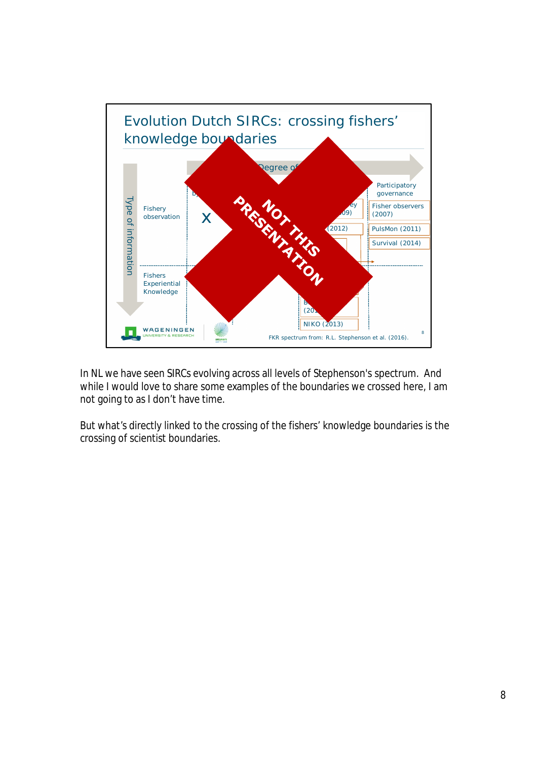Evolution Dutch SIRCs: crossing fishers' knowledge boundaries

Degree of

Participatory governance

Type of information

Fishery observation

X

Fisher observers (2007)

PulsMon (2011)

Survival (2014)

(2012)

Fishers Experiential Knowledge

NIKO (2013)

NOT THIS PRESENTATION

FKR spectrum from: R.L. Stephenson et al. (2016).

In NL we have seen SIRCs evolving across all levels of Stephenson's spectrum. And while I would love to share some examples of the boundaries we crossed here, I am not going to as I don't have time.

But what's directly linked to the crossing of the fishers' knowledge boundaries is the crossing of scientist boundaries.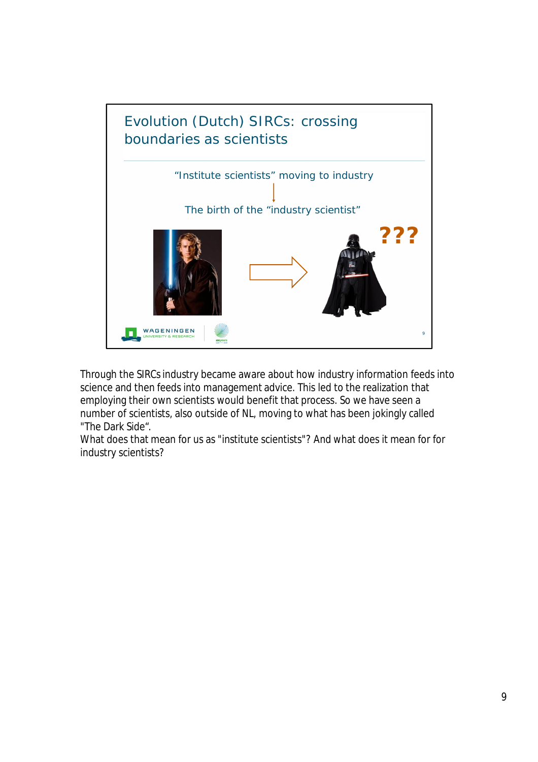## Evolution (Dutch) SIRCs: crossing boundaries as scientists

"Institute scientists" moving to industry

↓

The birth of the "industry scientist"

???

Through the SIRCs industry became aware about how industry information feeds into science and then feeds into management advice. This led to the realization that employing their own scientists would benefit that process. So we have seen a number of scientists, also outside of NL, moving to what has been jokingly called "The Dark Side".
What does that mean for us as "institute scientists"? And what does it mean for for industry scientists?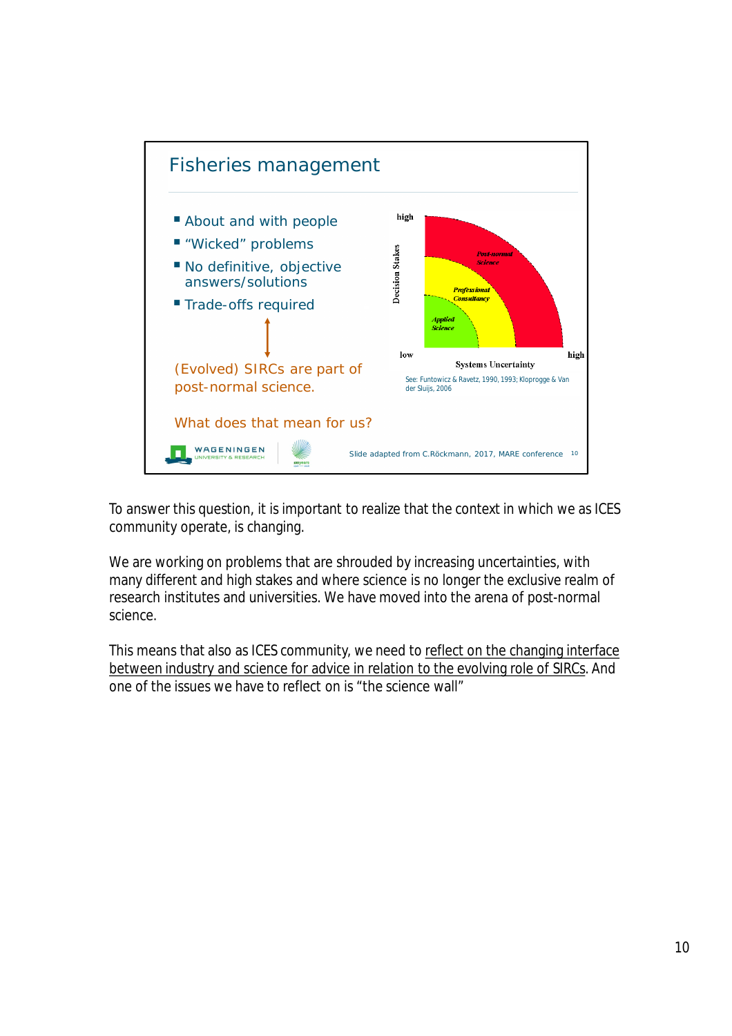## Fisheries management

- About and with people
- "Wicked" problems
- No definitive, objective answers/solutions
- Trade-offs required

(Evolved) SIRCs are part of post-normal science.

What does that mean for us?

Decision Stakes (low–high) / Systems Uncertainty (low–high): Applied Science; Professional Consultancy; Post-normal Science

See: Funtowicz & Ravetz, 1990, 1993; Kloprogge & Van der Sluijs, 2006

Slide adapted from C.Röckmann, 2017, MARE conference

To answer this question, it is important to realize that the context in which we as ICES community operate, is changing.

We are working on problems that are shrouded by increasing uncertainties, with many different and high stakes and where science is no longer the exclusive realm of research institutes and universities. We have moved into the arena of post-normal science.

This means that also as ICES community, we need to reflect on the changing interface between industry and science for advice in relation to the evolving role of SIRCs. And one of the issues we have to reflect on is "the science wall"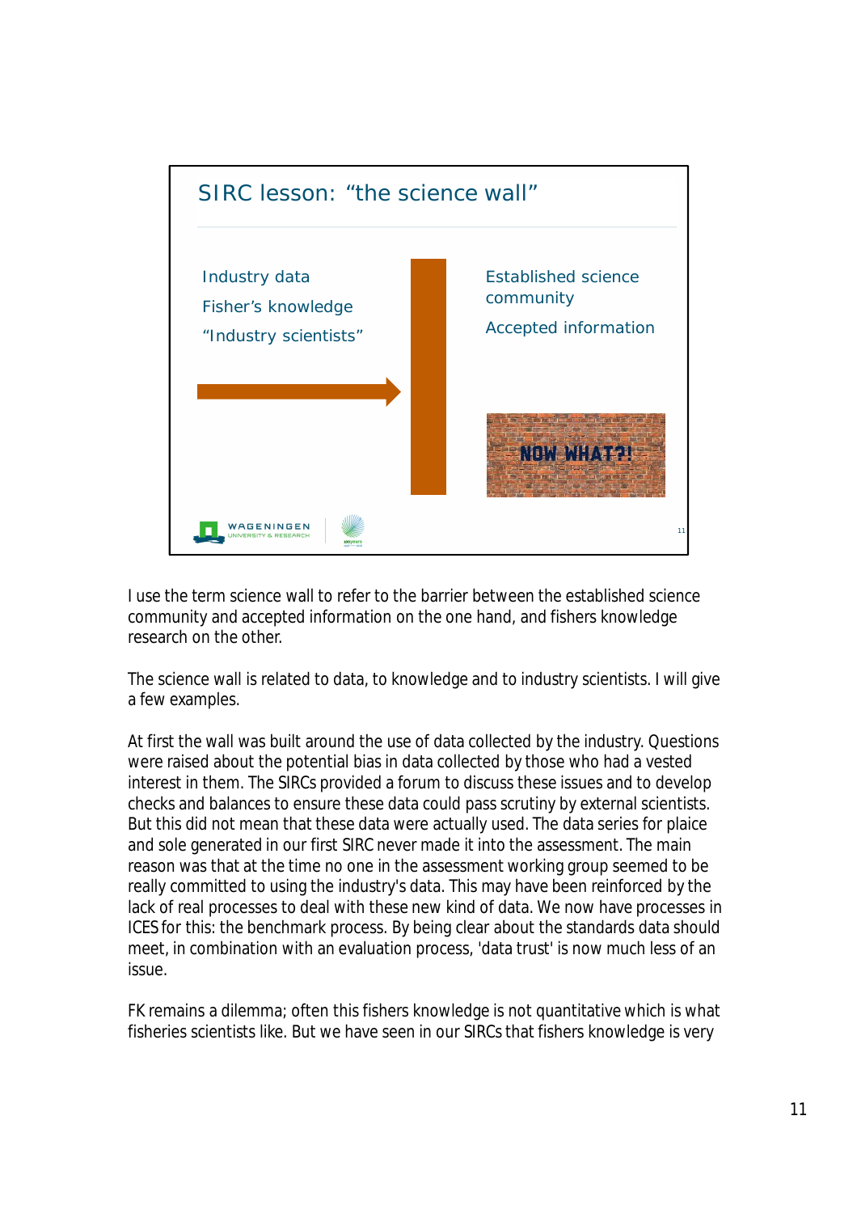## SIRC lesson: "the science wall"

Industry data

Fisher's knowledge

"Industry scientists"

Established science community

Accepted information

NOW WHAT?!

I use the term science wall to refer to the barrier between the established science community and accepted information on the one hand, and fishers knowledge research on the other.

The science wall is related to data, to knowledge and to industry scientists. I will give a few examples.

At first the wall was built around the use of data collected by the industry. Questions were raised about the potential bias in data collected by those who had a vested interest in them. The SIRCs provided a forum to discuss these issues and to develop checks and balances to ensure these data could pass scrutiny by external scientists. But this did not mean that these data were actually used. The data series for plaice and sole generated in our first SIRC never made it into the assessment. The main reason was that at the time no one in the assessment working group seemed to be really committed to using the industry's data. This may have been reinforced by the lack of real processes to deal with these new kind of data. We now have processes in ICES for this: the benchmark process. By being clear about the standards data should meet, in combination with an evaluation process, 'data trust' is now much less of an issue.

FK remains a dilemma; often this fishers knowledge is not quantitative which is what fisheries scientists like. But we have seen in our SIRCs that fishers knowledge is very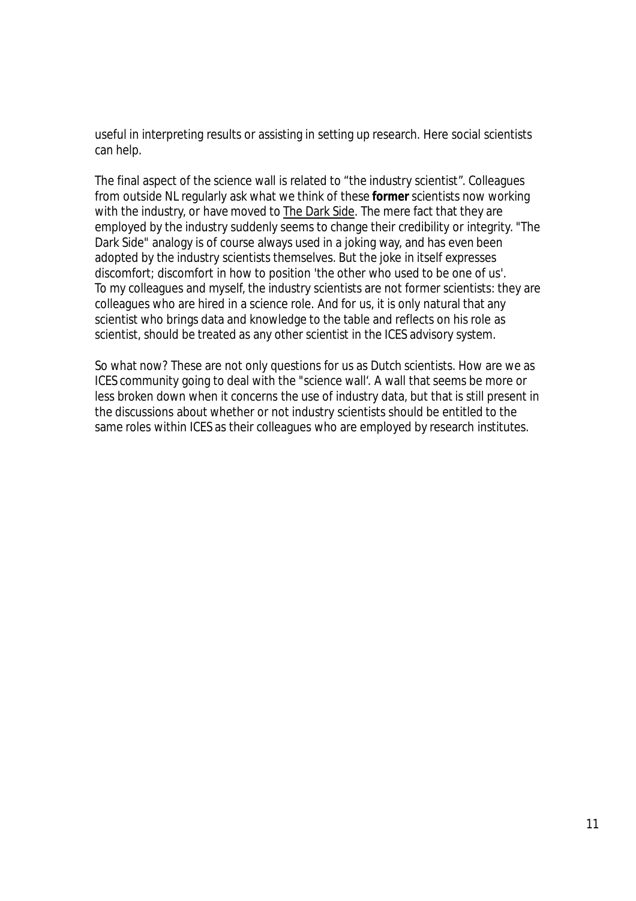useful in interpreting results or assisting in setting up research. Here social scientists can help.

The final aspect of the science wall is related to "the industry scientist". Colleagues from outside NL regularly ask what we think of these **former** scientists now working with the industry, or have moved to The Dark Side. The mere fact that they are employed by the industry suddenly seems to change their credibility or integrity. "The Dark Side" analogy is of course always used in a joking way, and has even been adopted by the industry scientists themselves. But the joke in itself expresses discomfort; discomfort in how to position 'the other who used to be one of us'. To my colleagues and myself, the industry scientists are not former scientists: they are colleagues who are hired in a science role. And for us, it is only natural that any scientist who brings data and knowledge to the table and reflects on his role as scientist, should be treated as any other scientist in the ICES advisory system.

So what now? These are not only questions for us as Dutch scientists. How are we as ICES community going to deal with the "science wall'. A wall that seems be more or less broken down when it concerns the use of industry data, but that is still present in the discussions about whether or not industry scientists should be entitled to the same roles within ICES as their colleagues who are employed by research institutes.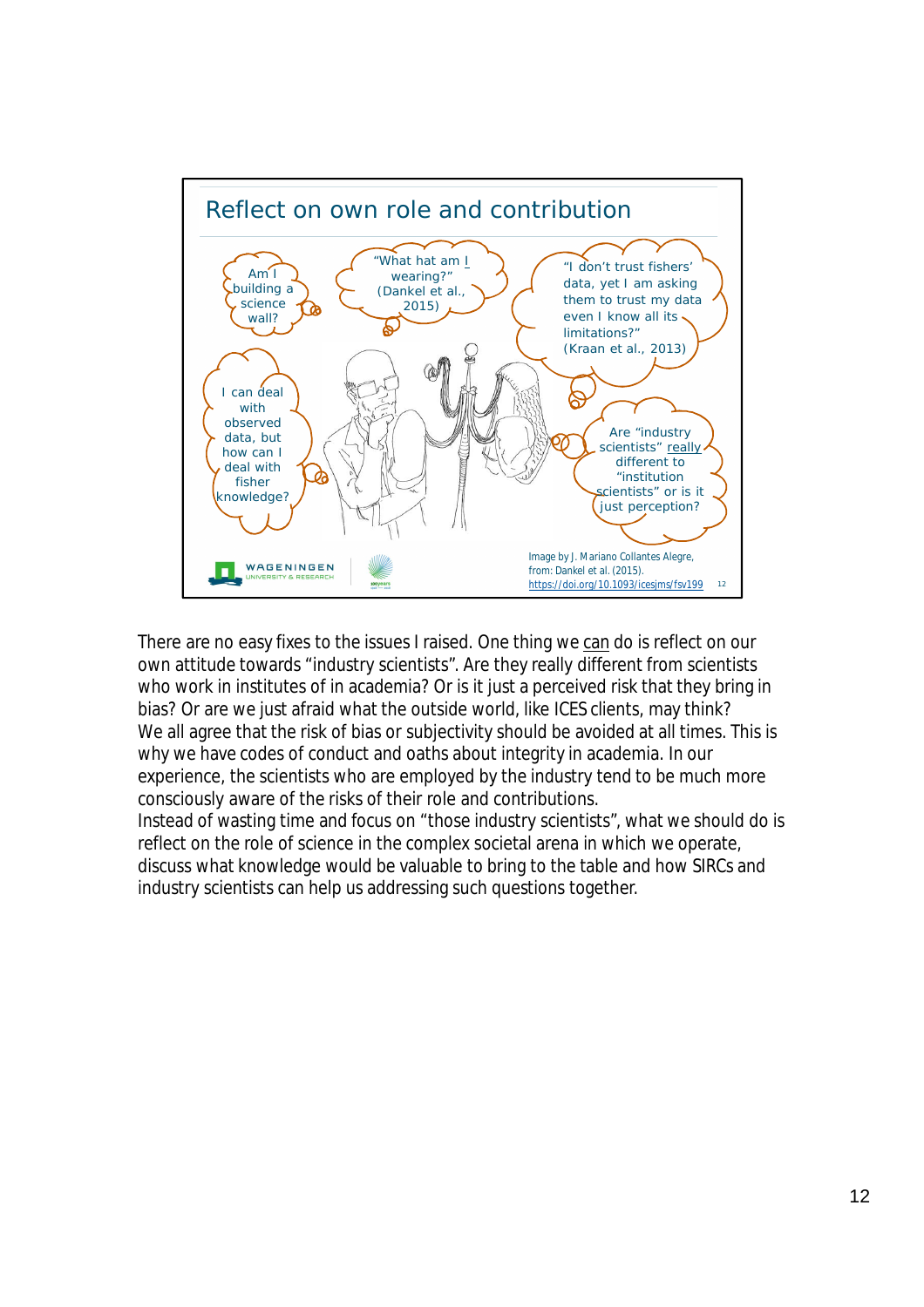## Reflect on own role and contribution

Am I building a science wall?

"What hat am I wearing?" (Dankel et al., 2015)

"I don't trust fishers' data, yet I am asking them to trust my data even I know all its limitations?" (Kraan et al., 2013)

I can deal with observed data, but how can I deal with fisher knowledge?

Are "industry scientists" really different to "institution scientists" or is it just perception?

Image by J. Mariano Collantes Alegre, from: Dankel et al. (2015). https://doi.org/10.1093/icesjms/fsv199

There are no easy fixes to the issues I raised. One thing we can do is reflect on our own attitude towards "industry scientists". Are they really different from scientists who work in institutes of in academia? Or is it just a perceived risk that they bring in bias? Or are we just afraid what the outside world, like ICES clients, may think?
We all agree that the risk of bias or subjectivity should be avoided at all times. This is why we have codes of conduct and oaths about integrity in academia. In our experience, the scientists who are employed by the industry tend to be much more consciously aware of the risks of their role and contributions.
Instead of wasting time and focus on "those industry scientists", what we should do is reflect on the role of science in the complex societal arena in which we operate, discuss what knowledge would be valuable to bring to the table and how SIRCs and industry scientists can help us addressing such questions together.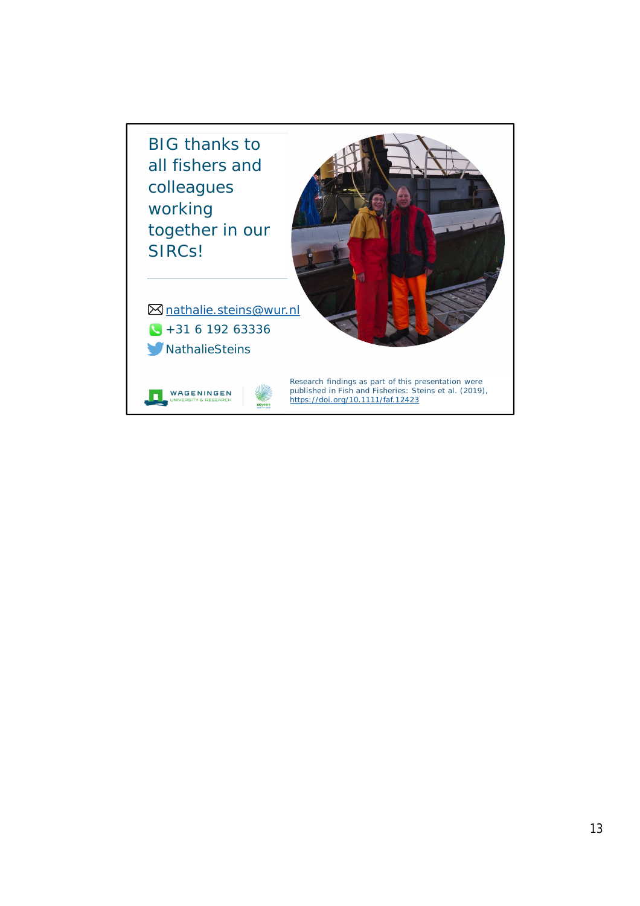# BIG thanks to all fishers and colleagues working together in our SIRCs!

✉ nathalie.steins@wur.nl

+31 6 192 63336

NathalieSteins

WAGENINGEN UNIVERSITY & RESEARCH

Research findings as part of this presentation were published in Fish and Fisheries: Steins et al. (2019), https://doi.org/10.1111/faf.12423